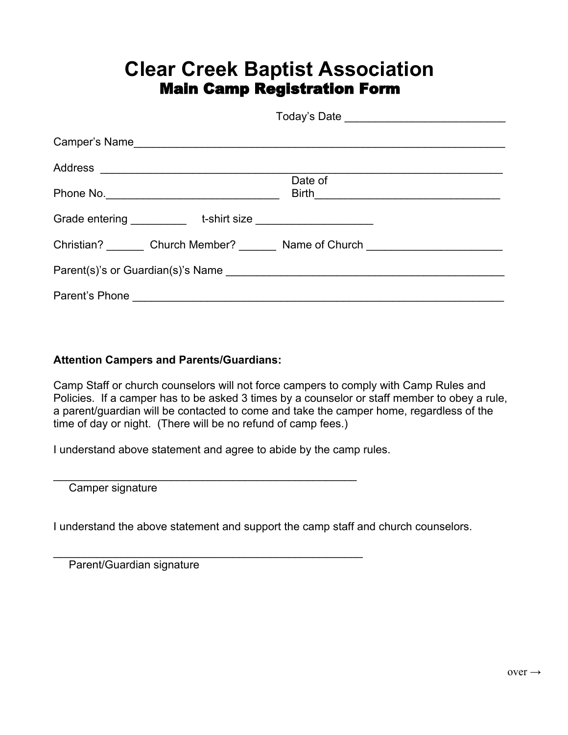# Clear Creek Baptist Association

## Main Camp Registration Form

Today's Date ___________________________

Camper's Name_______________________________________________________________

Address _____________________________________________________________________

Phone No.______________________________ Date of Birth________________________________

Grade entering _________ t-shirt size ___________________

Christian? ______ Church Member? ______ Name of Church ______________________

Parent(s)'s or Guardian(s)'s Name _______________________________________________

Parent's Phone _______________________________________________________________

**Attention Campers and Parents/Guardians:**

Camp Staff or church counselors will not force campers to comply with Camp Rules and Policies. If a camper has to be asked 3 times by a counselor or staff member to obey a rule, a parent/guardian will be contacted to come and take the camper home, regardless of the time of day or night. (There will be no refund of camp fees.)

I understand above statement and agree to abide by the camp rules.

____________________________________________________
Camper signature

I understand the above statement and support the camp staff and church counselors.

____________________________________________________
Parent/Guardian signature

over →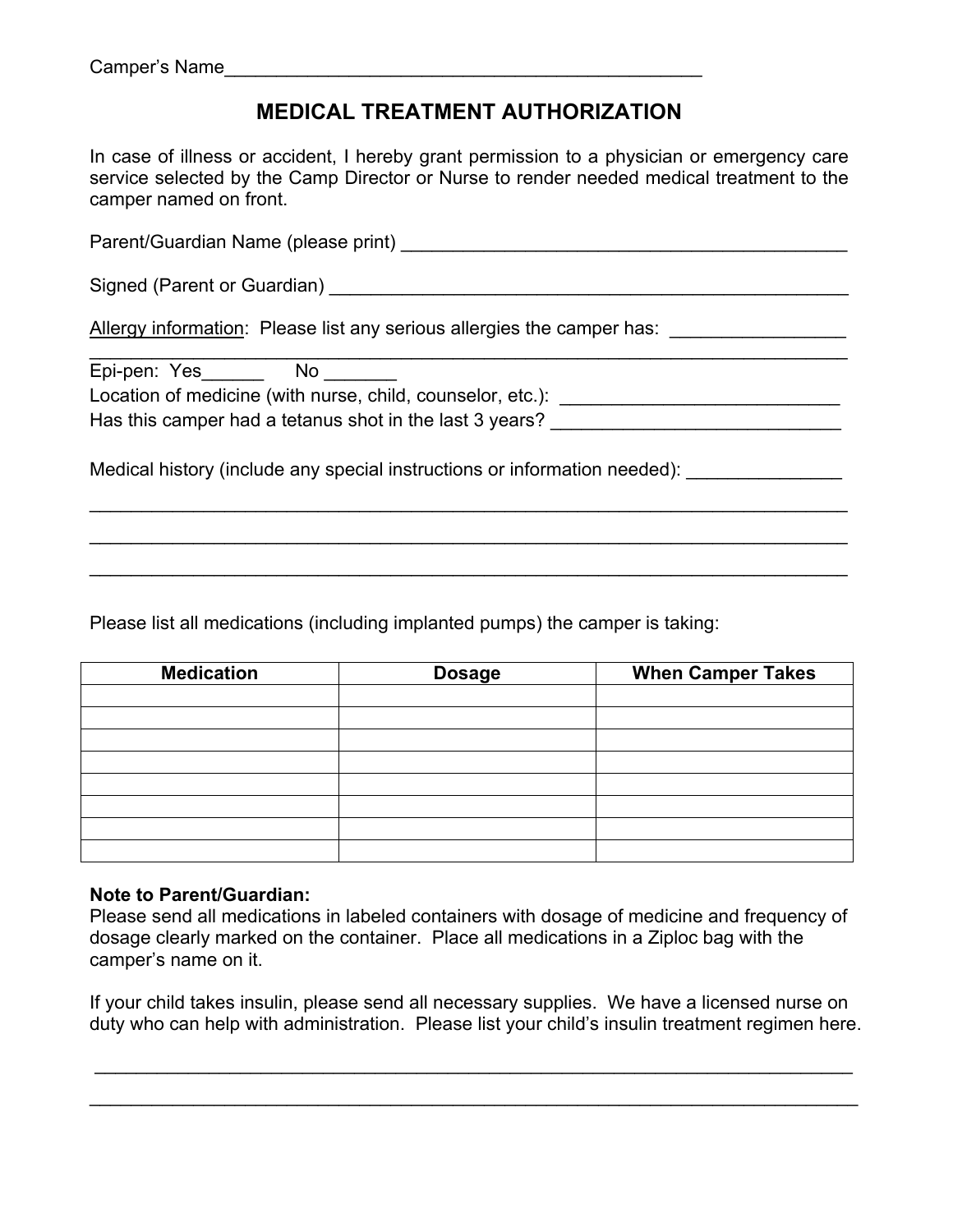Camper's Name_______________________________________________

# MEDICAL TREATMENT AUTHORIZATION

In case of illness or accident, I hereby grant permission to a physician or emergency care service selected by the Camp Director or Nurse to render needed medical treatment to the camper named on front.

Parent/Guardian Name (please print) ___________________________________________

Signed (Parent or Guardian) ________________________________________________

Allergy information: Please list any serious allergies the camper has: ________________
_________________________________________________________________________

Epi-pen: Yes______ No _______

Location of medicine (with nurse, child, counselor, etc.): ___________________________

Has this camper had a tetanus shot in the last 3 years? ____________________________

Medical history (include any special instructions or information needed): _______________
_________________________________________________________________________
_________________________________________________________________________
_________________________________________________________________________

Please list all medications (including implanted pumps) the camper is taking:

| Medication | Dosage | When Camper Takes |
| --- | --- | --- |
| | | |
| | | |
| | | |
| | | |
| | | |
| | | |
| | | |
| | | |

**Note to Parent/Guardian:**
Please send all medications in labeled containers with dosage of medicine and frequency of dosage clearly marked on the container. Place all medications in a Ziploc bag with the camper's name on it.

If your child takes insulin, please send all necessary supplies. We have a licensed nurse on duty who can help with administration. Please list your child's insulin treatment regimen here.

_________________________________________________________________________
_________________________________________________________________________